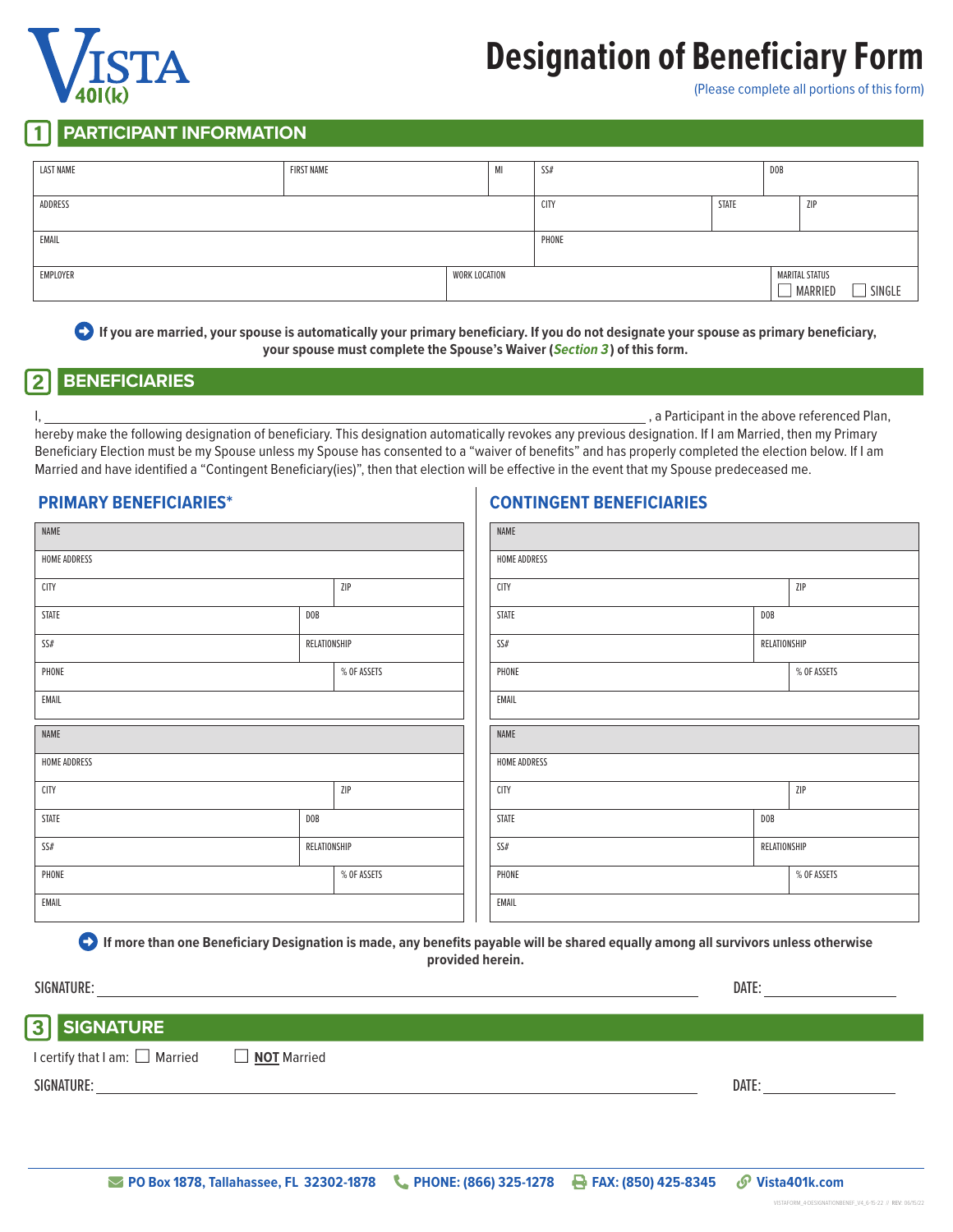# Designation of Beneficiary Form

(Please complete all portions of this form)

## 1 PARTICIPANT INFORMATION

| LAST NAME | FIRST NAME | MI | SS# | | DOB |
|---|---|---|---|---|---|
| ADDRESS | | | CITY | STATE | ZIP |
| EMAIL | | | PHONE | | |
| EMPLOYER | WORK LOCATION | | | | MARITAL STATUS ☐ MARRIED ☐ SINGLE |

**If you are married, your spouse is automatically your primary beneficiary. If you do not designate your spouse as primary beneficiary, your spouse must complete the Spouse's Waiver (*Section 3*) of this form.**

## 2 BENEFICIARIES

I, ______________________________________________, a Participant in the above referenced Plan, hereby make the following designation of beneficiary. This designation automatically revokes any previous designation. If I am Married, then my Primary Beneficiary Election must be my Spouse unless my Spouse has consented to a "waiver of benefits" and has properly completed the election below. If I am Married and have identified a "Contingent Beneficiary(ies)", then that election will be effective in the event that my Spouse predeceased me.

### PRIMARY BENEFICIARIES*

| NAME | |
|---|---|
| HOME ADDRESS | |
| CITY | ZIP |
| STATE | DOB |
| SS# | RELATIONSHIP |
| PHONE | % OF ASSETS |
| EMAIL | |

| NAME | |
|---|---|
| HOME ADDRESS | |
| CITY | ZIP |
| STATE | DOB |
| SS# | RELATIONSHIP |
| PHONE | % OF ASSETS |
| EMAIL | |

### CONTINGENT BENEFICIARIES

| NAME | |
|---|---|
| HOME ADDRESS | |
| CITY | ZIP |
| STATE | DOB |
| SS# | RELATIONSHIP |
| PHONE | % OF ASSETS |
| EMAIL | |

| NAME | |
|---|---|
| HOME ADDRESS | |
| CITY | ZIP |
| STATE | DOB |
| SS# | RELATIONSHIP |
| PHONE | % OF ASSETS |
| EMAIL | |

**If more than one Beneficiary Designation is made, any benefits payable will be shared equally among all survivors unless otherwise provided herein.**

SIGNATURE: ______________________________ DATE: ______________

## 3 SIGNATURE

I certify that I am: ☐ Married ☐ **NOT** Married

SIGNATURE: ______________________________ DATE: ______________

PO Box 1878, Tallahassee, FL 32302-1878 | PHONE: (866) 325-1278 | FAX: (850) 425-8345 | Vista401k.com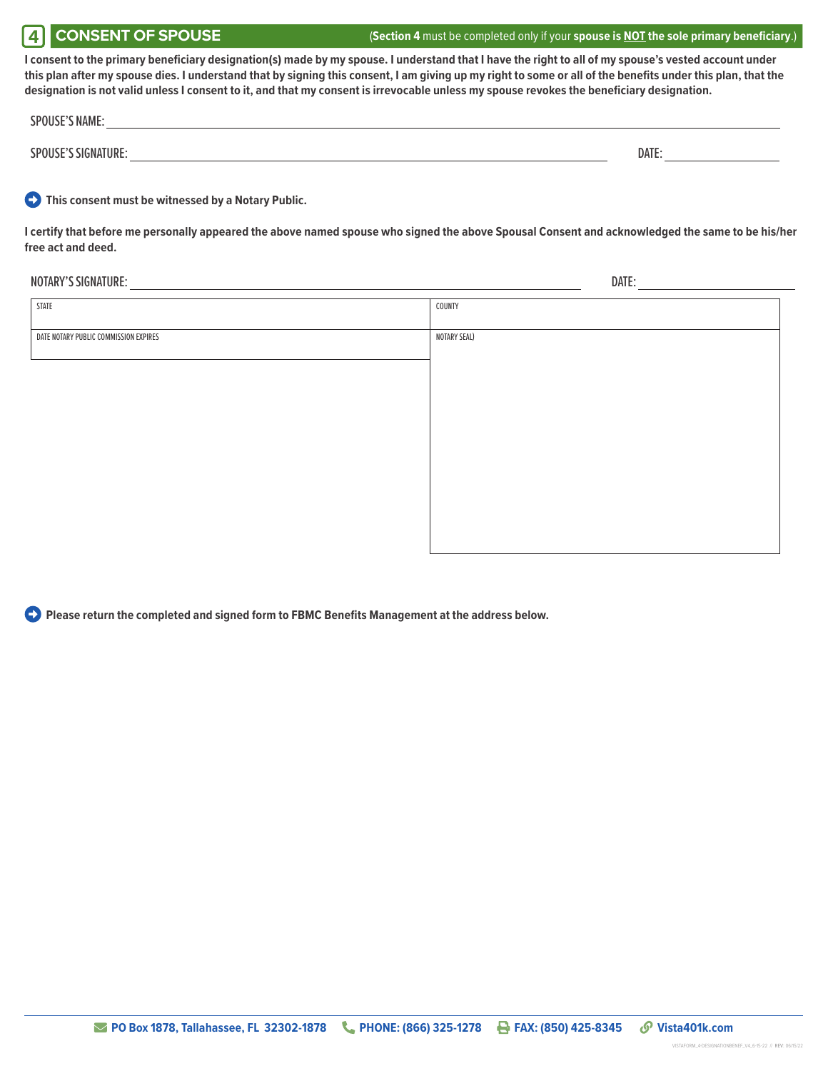## 4 CONSENT OF SPOUSE

(**Section 4** must be completed only if your **spouse is NOT the sole primary beneficiary**.)

**I consent to the primary beneficiary designation(s) made by my spouse. I understand that I have the right to all of my spouse's vested account under this plan after my spouse dies. I understand that by signing this consent, I am giving up my right to some or all of the benefits under this plan, that the designation is not valid unless I consent to it, and that my consent is irrevocable unless my spouse revokes the beneficiary designation.**

SPOUSE'S NAME: ______________________________

SPOUSE'S SIGNATURE: ______________________________ DATE: ____________

**This consent must be witnessed by a Notary Public.**

**I certify that before me personally appeared the above named spouse who signed the above Spousal Consent and acknowledged the same to be his/her free act and deed.**

NOTARY'S SIGNATURE: ______________________________ DATE: ____________

| | |
|---|---|
| STATE | COUNTY |
| DATE NOTARY PUBLIC COMMISSION EXPIRES | NOTARY SEAL) |

**Please return the completed and signed form to FBMC Benefits Management at the address below.**

**PO Box 1878, Tallahassee, FL 32302-1878** **PHONE: (866) 325-1278** **FAX: (850) 425-8345** **Vista401k.com**

VISTAFORM_4-DESIGNATIONBENEF_V4_6-15-22 // REV: 06/15/22